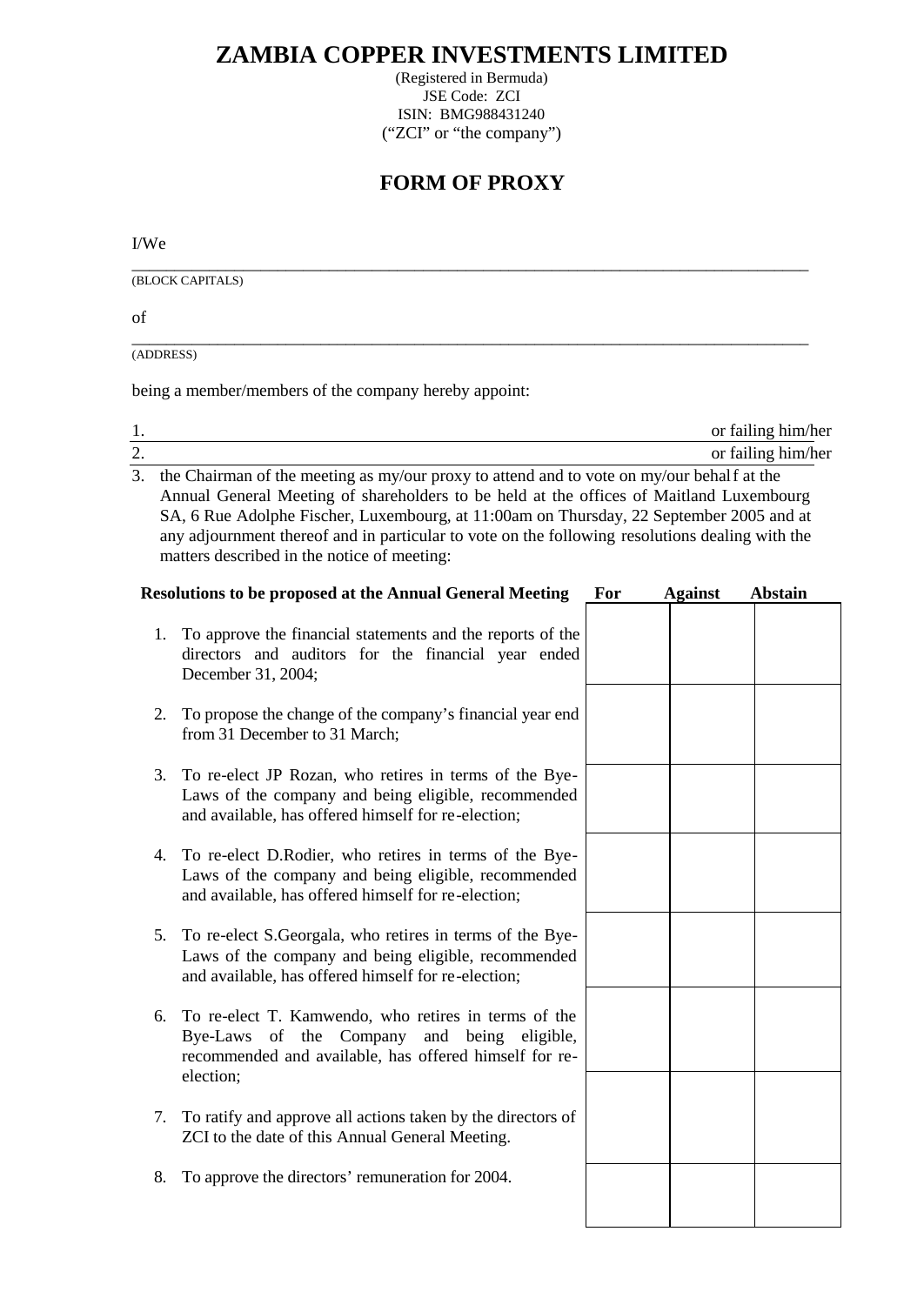# ZAMBIA COPPER INVESTMENTS LIMITED

(Registered in Bermuda)
JSE Code: ZCI
ISIN: BMG988431240
("ZCI" or "the company")

## FORM OF PROXY

I/We

\_\_\_\_\_\_\_\_\_\_\_\_\_\_\_\_\_\_\_\_\_\_\_\_\_\_\_\_\_\_\_\_\_\_\_\_\_\_\_\_\_\_\_\_\_\_\_\_\_\_\_\_\_\_\_\_\_\_\_\_\_\_\_\_\_\_\_\_\_\_\_\_
(BLOCK CAPITALS)

of

\_\_\_\_\_\_\_\_\_\_\_\_\_\_\_\_\_\_\_\_\_\_\_\_\_\_\_\_\_\_\_\_\_\_\_\_\_\_\_\_\_\_\_\_\_\_\_\_\_\_\_\_\_\_\_\_\_\_\_\_\_\_\_\_\_\_\_\_\_\_\_\_
(ADDRESS)

being a member/members of the company hereby appoint:

1. \_\_\_\_\_\_\_\_\_\_\_\_\_\_\_\_\_\_\_\_\_\_\_\_\_\_\_\_\_\_\_\_\_\_\_\_\_\_\_\_\_\_\_\_\_\_\_\_\_\_\_\_\_\_\_\_ or failing him/her
2. \_\_\_\_\_\_\_\_\_\_\_\_\_\_\_\_\_\_\_\_\_\_\_\_\_\_\_\_\_\_\_\_\_\_\_\_\_\_\_\_\_\_\_\_\_\_\_\_\_\_\_\_\_\_\_\_ or failing him/her
3. the Chairman of the meeting as my/our proxy to attend and to vote on my/our behalf at the Annual General Meeting of shareholders to be held at the offices of Maitland Luxembourg SA, 6 Rue Adolphe Fischer, Luxembourg, at 11:00am on Thursday, 22 September 2005 and at any adjournment thereof and in particular to vote on the following resolutions dealing with the matters described in the notice of meeting:

| Resolutions to be proposed at the Annual General Meeting | For | Against | Abstain |
|---|---|---|---|
| 1. To approve the financial statements and the reports of the directors and auditors for the financial year ended December 31, 2004; | | | |
| 2. To propose the change of the company's financial year end from 31 December to 31 March; | | | |
| 3. To re-elect JP Rozan, who retires in terms of the Bye-Laws of the company and being eligible, recommended and available, has offered himself for re-election; | | | |
| 4. To re-elect D.Rodier, who retires in terms of the Bye-Laws of the company and being eligible, recommended and available, has offered himself for re-election; | | | |
| 5. To re-elect S.Georgala, who retires in terms of the Bye-Laws of the company and being eligible, recommended and available, has offered himself for re-election; | | | |
| 6. To re-elect T. Kamwendo, who retires in terms of the Bye-Laws of the Company and being eligible, recommended and available, has offered himself for re-election; | | | |
| 7. To ratify and approve all actions taken by the directors of ZCI to the date of this Annual General Meeting. | | | |
| 8. To approve the directors' remuneration for 2004. | | | |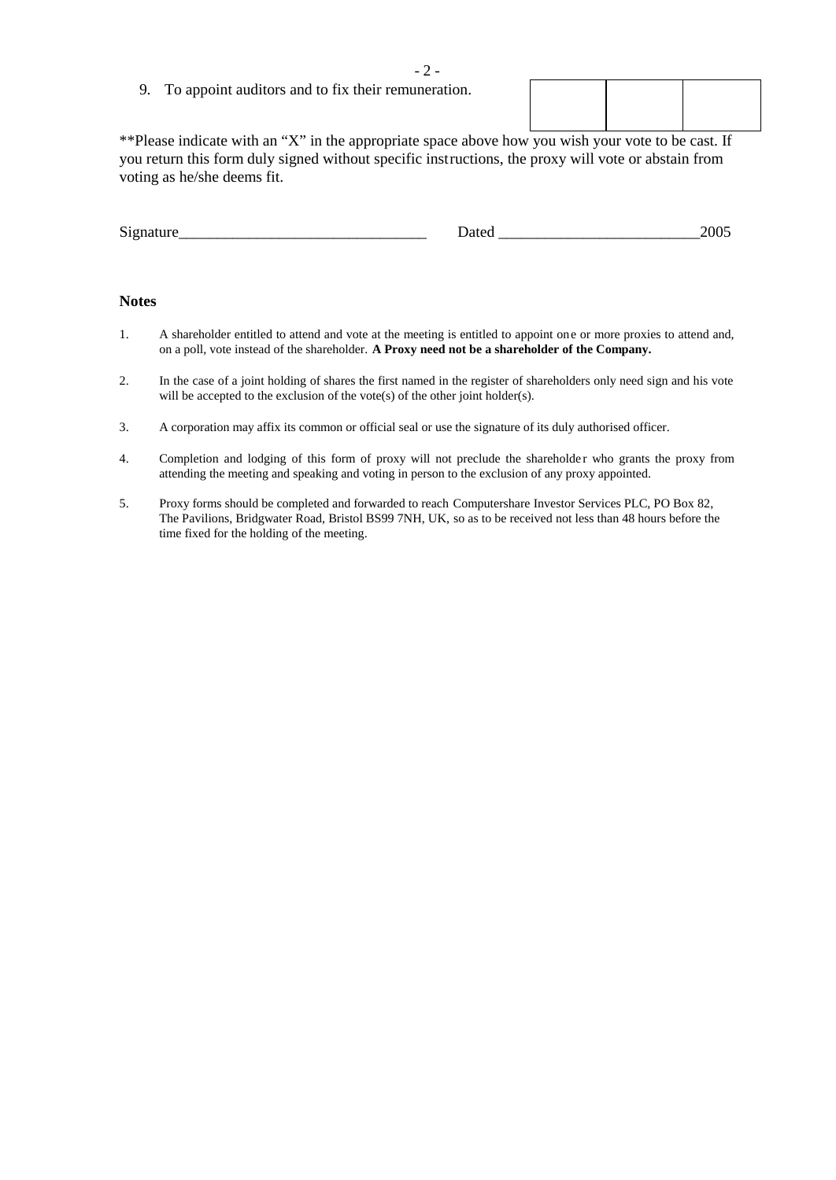9. To appoint auditors and to fix their remuneration.

| | | |
|---|---|---|
| | | |

**Please indicate with an "X" in the appropriate space above how you wish your vote to be cast. If you return this form duly signed without specific instructions, the proxy will vote or abstain from voting as he/she deems fit.

Signature_______________________________ Dated _________________________2005

**Notes**

1. A shareholder entitled to attend and vote at the meeting is entitled to appoint one or more proxies to attend and, on a poll, vote instead of the shareholder. **A Proxy need not be a shareholder of the Company.**

2. In the case of a joint holding of shares the first named in the register of shareholders only need sign and his vote will be accepted to the exclusion of the vote(s) of the other joint holder(s).

3. A corporation may affix its common or official seal or use the signature of its duly authorised officer.

4. Completion and lodging of this form of proxy will not preclude the shareholder who grants the proxy from attending the meeting and speaking and voting in person to the exclusion of any proxy appointed.

5. Proxy forms should be completed and forwarded to reach Computershare Investor Services PLC, PO Box 82, The Pavilions, Bridgwater Road, Bristol BS99 7NH, UK, so as to be received not less than 48 hours before the time fixed for the holding of the meeting.